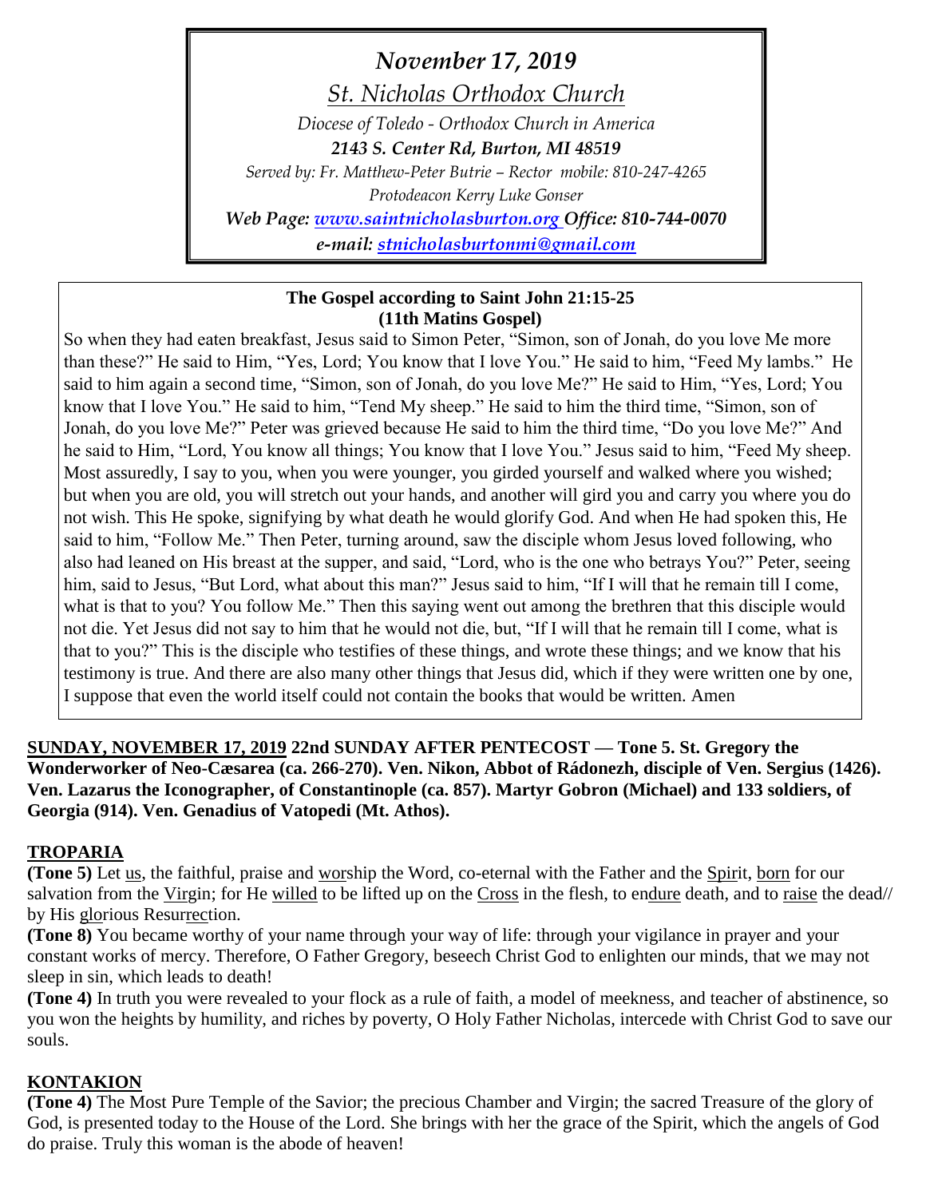*November 17, 2019*

*St. Nicholas Orthodox Church*

*Diocese of Toledo - Orthodox Church in America*

***2143 S. Center Rd, Burton, MI 48519***

*Served by: Fr. Matthew-Peter Butrie – Rector mobile: 810-247-4265*

*Protodeacon Kerry Luke Gonser*

***Web Page: [www.saintnicholasburton.org](http://www.saintnicholasburton.org) Office: 810-744-0070***

***e-mail: [stnicholasburtonmi@gmail.com](mailto:stnicholasburtonmi@gmail.com)***

**The Gospel according to Saint John 21:15-25**
**(11th Matins Gospel)**

So when they had eaten breakfast, Jesus said to Simon Peter, "Simon, son of Jonah, do you love Me more than these?" He said to Him, "Yes, Lord; You know that I love You." He said to him, "Feed My lambs." He said to him again a second time, "Simon, son of Jonah, do you love Me?" He said to Him, "Yes, Lord; You know that I love You." He said to him, "Tend My sheep." He said to him the third time, "Simon, son of Jonah, do you love Me?" Peter was grieved because He said to him the third time, "Do you love Me?" And he said to Him, "Lord, You know all things; You know that I love You." Jesus said to him, "Feed My sheep. Most assuredly, I say to you, when you were younger, you girded yourself and walked where you wished; but when you are old, you will stretch out your hands, and another will gird you and carry you where you do not wish. This He spoke, signifying by what death he would glorify God. And when He had spoken this, He said to him, "Follow Me." Then Peter, turning around, saw the disciple whom Jesus loved following, who also had leaned on His breast at the supper, and said, "Lord, who is the one who betrays You?" Peter, seeing him, said to Jesus, "But Lord, what about this man?" Jesus said to him, "If I will that he remain till I come, what is that to you? You follow Me." Then this saying went out among the brethren that this disciple would not die. Yet Jesus did not say to him that he would not die, but, "If I will that he remain till I come, what is that to you?" This is the disciple who testifies of these things, and wrote these things; and we know that his testimony is true. And there are also many other things that Jesus did, which if they were written one by one, I suppose that even the world itself could not contain the books that would be written. Amen

**SUNDAY, NOVEMBER 17, 2019 22nd SUNDAY AFTER PENTECOST — Tone 5. St. Gregory the Wonderworker of Neo-Cæsarea (ca. 266-270). Ven. Nikon, Abbot of Rádonezh, disciple of Ven. Sergius (1426). Ven. Lazarus the Iconographer, of Constantinople (ca. 857). Martyr Gobron (Michael) and 133 soldiers, of Georgia (914). Ven. Genadius of Vatopedi (Mt. Athos).**

## TROPARIA

**(Tone 5)** Let us, the faithful, praise and worship the Word, co-eternal with the Father and the Spirit, born for our salvation from the Virgin; for He willed to be lifted up on the Cross in the flesh, to endure death, and to raise the dead// by His glorious Resurrection.

**(Tone 8)** You became worthy of your name through your way of life: through your vigilance in prayer and your constant works of mercy. Therefore, O Father Gregory, beseech Christ God to enlighten our minds, that we may not sleep in sin, which leads to death!

**(Tone 4)** In truth you were revealed to your flock as a rule of faith, a model of meekness, and teacher of abstinence, so you won the heights by humility, and riches by poverty, O Holy Father Nicholas, intercede with Christ God to save our souls.

## KONTAKION

**(Tone 4)** The Most Pure Temple of the Savior; the precious Chamber and Virgin; the sacred Treasure of the glory of God, is presented today to the House of the Lord. She brings with her the grace of the Spirit, which the angels of God do praise. Truly this woman is the abode of heaven!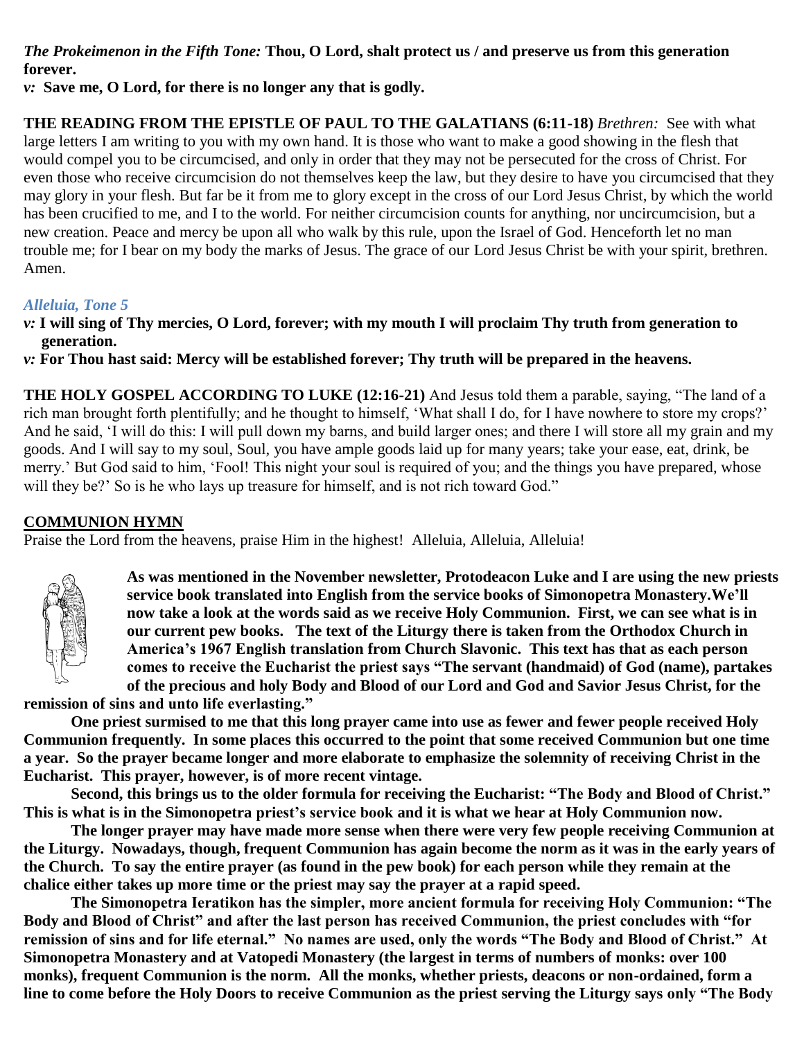***The Prokeimenon in the Fifth Tone:*** **Thou, O Lord, shalt protect us / and preserve us from this generation forever.**

***v:*** **Save me, O Lord, for there is no longer any that is godly.**

**THE READING FROM THE EPISTLE OF PAUL TO THE GALATIANS (6:11-18)** *Brethren:* See with what large letters I am writing to you with my own hand. It is those who want to make a good showing in the flesh that would compel you to be circumcised, and only in order that they may not be persecuted for the cross of Christ. For even those who receive circumcision do not themselves keep the law, but they desire to have you circumcised that they may glory in your flesh. But far be it from me to glory except in the cross of our Lord Jesus Christ, by which the world has been crucified to me, and I to the world. For neither circumcision counts for anything, nor uncircumcision, but a new creation. Peace and mercy be upon all who walk by this rule, upon the Israel of God. Henceforth let no man trouble me; for I bear on my body the marks of Jesus. The grace of our Lord Jesus Christ be with your spirit, brethren. Amen.

### *Alleluia, Tone 5*

***v:*** **I will sing of Thy mercies, O Lord, forever; with my mouth I will proclaim Thy truth from generation to generation.**

***v:*** **For Thou hast said: Mercy will be established forever; Thy truth will be prepared in the heavens.**

**THE HOLY GOSPEL ACCORDING TO LUKE (12:16-21)** And Jesus told them a parable, saying, "The land of a rich man brought forth plentifully; and he thought to himself, 'What shall I do, for I have nowhere to store my crops?' And he said, 'I will do this: I will pull down my barns, and build larger ones; and there I will store all my grain and my goods. And I will say to my soul, Soul, you have ample goods laid up for many years; take your ease, eat, drink, be merry.' But God said to him, 'Fool! This night your soul is required of you; and the things you have prepared, whose will they be?' So is he who lays up treasure for himself, and is not rich toward God."

## COMMUNION HYMN

Praise the Lord from the heavens, praise Him in the highest! Alleluia, Alleluia, Alleluia!

**As was mentioned in the November newsletter, Protodeacon Luke and I are using the new priests service book translated into English from the service books of Simonopetra Monastery.We'll now take a look at the words said as we receive Holy Communion. First, we can see what is in our current pew books. The text of the Liturgy there is taken from the Orthodox Church in America's 1967 English translation from Church Slavonic. This text has that as each person comes to receive the Eucharist the priest says "The servant (handmaid) of God (name), partakes of the precious and holy Body and Blood of our Lord and God and Savior Jesus Christ, for the remission of sins and unto life everlasting."**

**One priest surmised to me that this long prayer came into use as fewer and fewer people received Holy Communion frequently. In some places this occurred to the point that some received Communion but one time a year. So the prayer became longer and more elaborate to emphasize the solemnity of receiving Christ in the Eucharist. This prayer, however, is of more recent vintage.**

**Second, this brings us to the older formula for receiving the Eucharist: "The Body and Blood of Christ." This is what is in the Simonopetra priest's service book and it is what we hear at Holy Communion now.**

**The longer prayer may have made more sense when there were very few people receiving Communion at the Liturgy. Nowadays, though, frequent Communion has again become the norm as it was in the early years of the Church. To say the entire prayer (as found in the pew book) for each person while they remain at the chalice either takes up more time or the priest may say the prayer at a rapid speed.**

**The Simonopetra Ieratikon has the simpler, more ancient formula for receiving Holy Communion: "The Body and Blood of Christ" and after the last person has received Communion, the priest concludes with "for remission of sins and for life eternal." No names are used, only the words "The Body and Blood of Christ." At Simonopetra Monastery and at Vatopedi Monastery (the largest in terms of numbers of monks: over 100 monks), frequent Communion is the norm. All the monks, whether priests, deacons or non-ordained, form a line to come before the Holy Doors to receive Communion as the priest serving the Liturgy says only "The Body**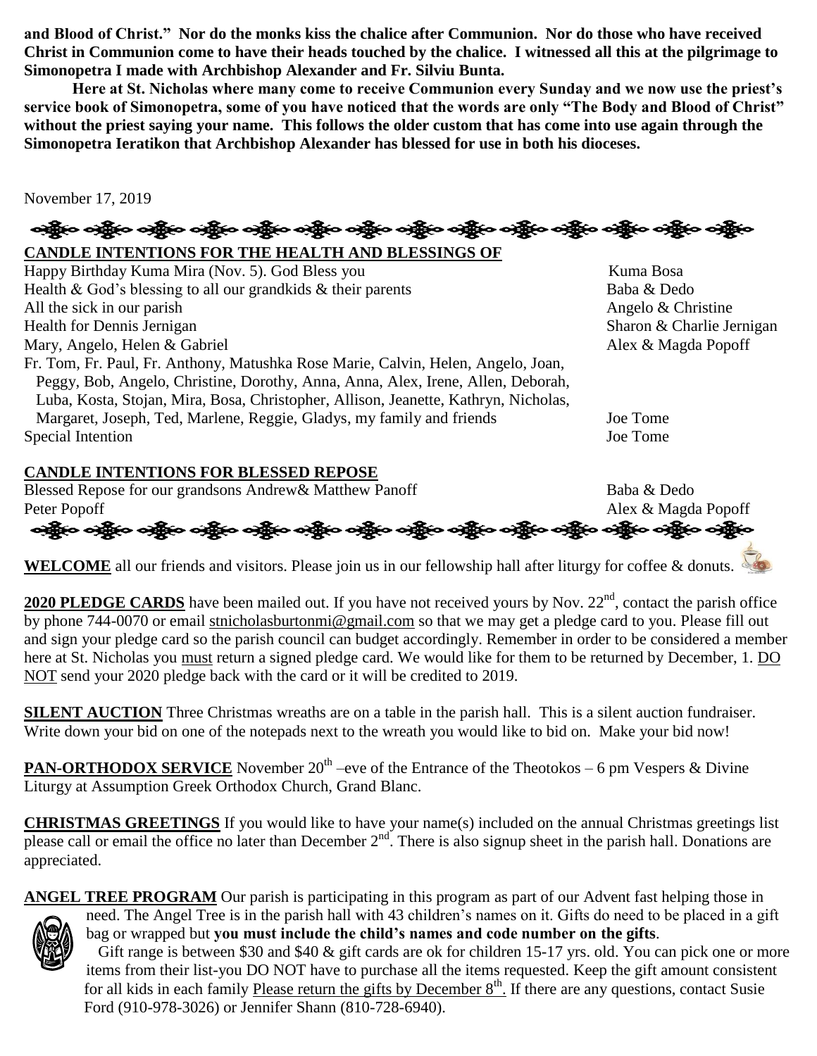**and Blood of Christ." Nor do the monks kiss the chalice after Communion. Nor do those who have received Christ in Communion come to have their heads touched by the chalice. I witnessed all this at the pilgrimage to Simonopetra I made with Archbishop Alexander and Fr. Silviu Bunta.**

**Here at St. Nicholas where many come to receive Communion every Sunday and we now use the priest's service book of Simonopetra, some of you have noticed that the words are only "The Body and Blood of Christ" without the priest saying your name. This follows the older custom that has come into use again through the Simonopetra Ieratikon that Archbishop Alexander has blessed for use in both his dioceses.**

November 17, 2019

**CANDLE INTENTIONS FOR THE HEALTH AND BLESSINGS OF**

| | |
|---|---|
| Happy Birthday Kuma Mira (Nov. 5). God Bless you | Kuma Bosa |
| Health & God's blessing to all our grandkids & their parents | Baba & Dedo |
| All the sick in our parish | Angelo & Christine |
| Health for Dennis Jernigan | Sharon & Charlie Jernigan |
| Mary, Angelo, Helen & Gabriel | Alex & Magda Popoff |
| Fr. Tom, Fr. Paul, Fr. Anthony, Matushka Rose Marie, Calvin, Helen, Angelo, Joan, Peggy, Bob, Angelo, Christine, Dorothy, Anna, Anna, Alex, Irene, Allen, Deborah, Luba, Kosta, Stojan, Mira, Bosa, Christopher, Allison, Jeanette, Kathryn, Nicholas, Margaret, Joseph, Ted, Marlene, Reggie, Gladys, my family and friends | Joe Tome |
| Special Intention | Joe Tome |

**CANDLE INTENTIONS FOR BLESSED REPOSE**

| | |
|---|---|
| Blessed Repose for our grandsons Andrew& Matthew Panoff | Baba & Dedo |
| Peter Popoff | Alex & Magda Popoff |

**WELCOME** all our friends and visitors. Please join us in our fellowship hall after liturgy for coffee & donuts.

**2020 PLEDGE CARDS** have been mailed out. If you have not received yours by Nov. 22nd, contact the parish office by phone 744-0070 or email stnicholasburtonmi@gmail.com so that we may get a pledge card to you. Please fill out and sign your pledge card so the parish council can budget accordingly. Remember in order to be considered a member here at St. Nicholas you must return a signed pledge card. We would like for them to be returned by December, 1. DO NOT send your 2020 pledge back with the card or it will be credited to 2019.

**SILENT AUCTION** Three Christmas wreaths are on a table in the parish hall. This is a silent auction fundraiser. Write down your bid on one of the notepads next to the wreath you would like to bid on. Make your bid now!

**PAN-ORTHODOX SERVICE** November 20th –eve of the Entrance of the Theotokos – 6 pm Vespers & Divine Liturgy at Assumption Greek Orthodox Church, Grand Blanc.

**CHRISTMAS GREETINGS** If you would like to have your name(s) included on the annual Christmas greetings list please call or email the office no later than December 2nd. There is also signup sheet in the parish hall. Donations are appreciated.

**ANGEL TREE PROGRAM** Our parish is participating in this program as part of our Advent fast helping those in need. The Angel Tree is in the parish hall with 43 children's names on it. Gifts do need to be placed in a gift bag or wrapped but **you must include the child's names and code number on the gifts**.

Gift range is between $30 and $40 & gift cards are ok for children 15-17 yrs. old. You can pick one or more items from their list-you DO NOT have to purchase all the items requested. Keep the gift amount consistent for all kids in each family Please return the gifts by December 8th. If there are any questions, contact Susie Ford (910-978-3026) or Jennifer Shann (810-728-6940).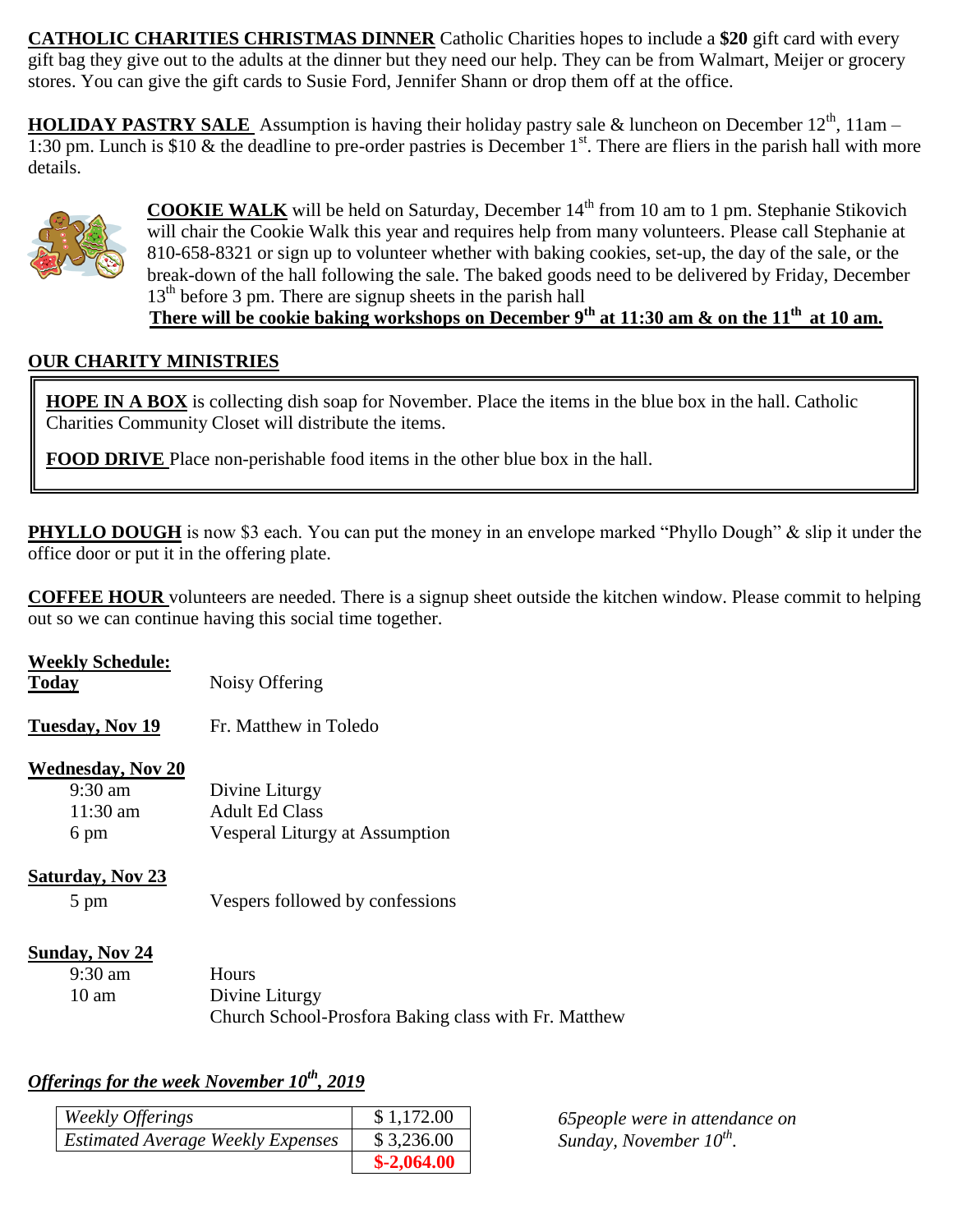**CATHOLIC CHARITIES CHRISTMAS DINNER** Catholic Charities hopes to include a **$20** gift card with every gift bag they give out to the adults at the dinner but they need our help. They can be from Walmart, Meijer or grocery stores. You can give the gift cards to Susie Ford, Jennifer Shann or drop them off at the office.

**HOLIDAY PASTRY SALE** Assumption is having their holiday pastry sale & luncheon on December 12th, 11am – 1:30 pm. Lunch is $10 & the deadline to pre-order pastries is December 1st. There are fliers in the parish hall with more details.

**COOKIE WALK** will be held on Saturday, December 14th from 10 am to 1 pm. Stephanie Stikovich will chair the Cookie Walk this year and requires help from many volunteers. Please call Stephanie at 810-658-8321 or sign up to volunteer whether with baking cookies, set-up, the day of the sale, or the break-down of the hall following the sale. The baked goods need to be delivered by Friday, December 13th before 3 pm. There are signup sheets in the parish hall

**There will be cookie baking workshops on December 9th at 11:30 am & on the 11th at 10 am.**

**OUR CHARITY MINISTRIES**

**HOPE IN A BOX** is collecting dish soap for November. Place the items in the blue box in the hall. Catholic Charities Community Closet will distribute the items.

**FOOD DRIVE** Place non-perishable food items in the other blue box in the hall.

**PHYLLO DOUGH** is now $3 each. You can put the money in an envelope marked "Phyllo Dough" & slip it under the office door or put it in the offering plate.

**COFFEE HOUR** volunteers are needed. There is a signup sheet outside the kitchen window. Please commit to helping out so we can continue having this social time together.

**Weekly Schedule:**

**Today** — Noisy Offering

**Tuesday, Nov 19** — Fr. Matthew in Toledo

**Wednesday, Nov 20**
- 9:30 am — Divine Liturgy
- 11:30 am — Adult Ed Class
- 6 pm — Vesperal Liturgy at Assumption

**Saturday, Nov 23**
- 5 pm — Vespers followed by confessions

**Sunday, Nov 24**
- 9:30 am — Hours
- 10 am — Divine Liturgy
- Church School-Prosfora Baking class with Fr. Matthew

***Offerings for the week November 10th, 2019***

| | |
|---|---|
| *Weekly Offerings* | $ 1,172.00 |
| *Estimated Average Weekly Expenses* | $ 3,236.00 |
| | **$-2,064.00** |

*65people were in attendance on Sunday, November 10th.*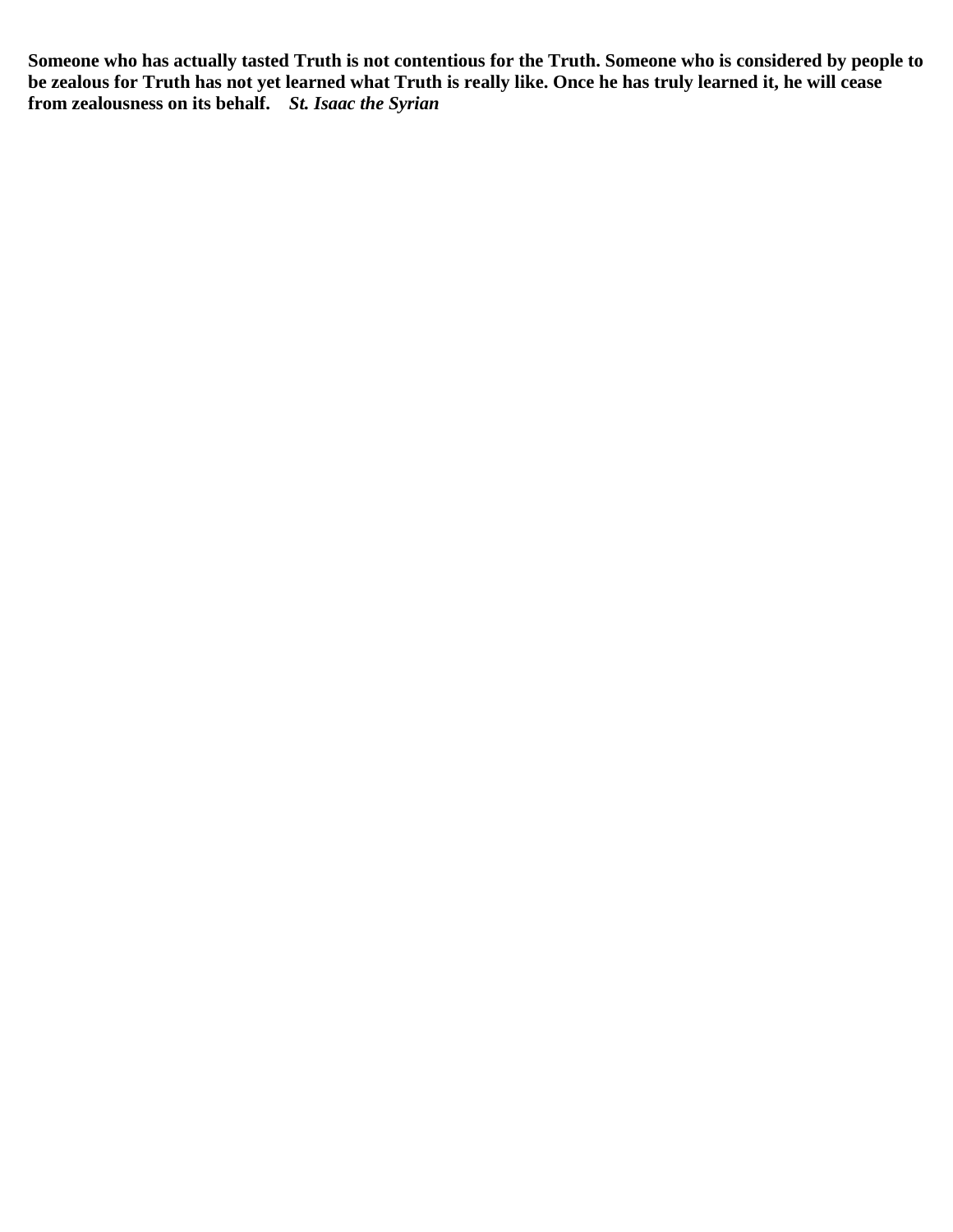**Someone who has actually tasted Truth is not contentious for the Truth. Someone who is considered by people to be zealous for Truth has not yet learned what Truth is really like. Once he has truly learned it, he will cease from zealousness on its behalf.** ***St. Isaac the Syrian***